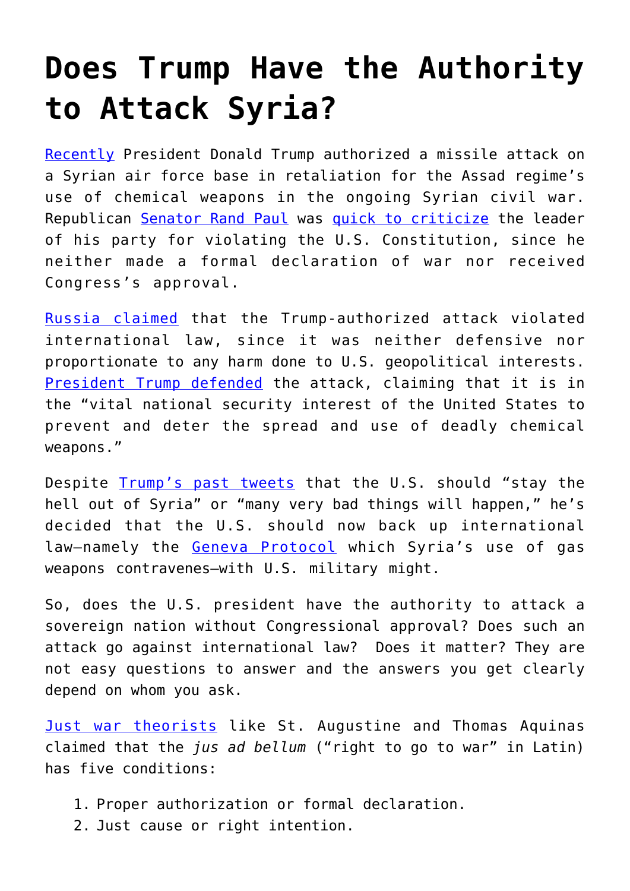# Does Trump Have the Authority to Attack Syria?

Recently President Donald Trump authorized a missile attack on a Syrian air force base in retaliation for the Assad regime's use of chemical weapons in the ongoing Syrian civil war. Republican Senator Rand Paul was quick to criticize the leader of his party for violating the U.S. Constitution, since he neither made a formal declaration of war nor received Congress's approval.

Russia claimed that the Trump-authorized attack violated international law, since it was neither defensive nor proportionate to any harm done to U.S. geopolitical interests. President Trump defended the attack, claiming that it is in the "vital national security interest of the United States to prevent and deter the spread and use of deadly chemical weapons."

Despite Trump's past tweets that the U.S. should "stay the hell out of Syria" or "many very bad things will happen," he's decided that the U.S. should now back up international law—namely the Geneva Protocol which Syria's use of gas weapons contravenes—with U.S. military might.

So, does the U.S. president have the authority to attack a sovereign nation without Congressional approval? Does such an attack go against international law? Does it matter? They are not easy questions to answer and the answers you get clearly depend on whom you ask.

Just war theorists like St. Augustine and Thomas Aquinas claimed that the *jus ad bellum* ("right to go to war" in Latin) has five conditions:

1. Proper authorization or formal declaration.
2. Just cause or right intention.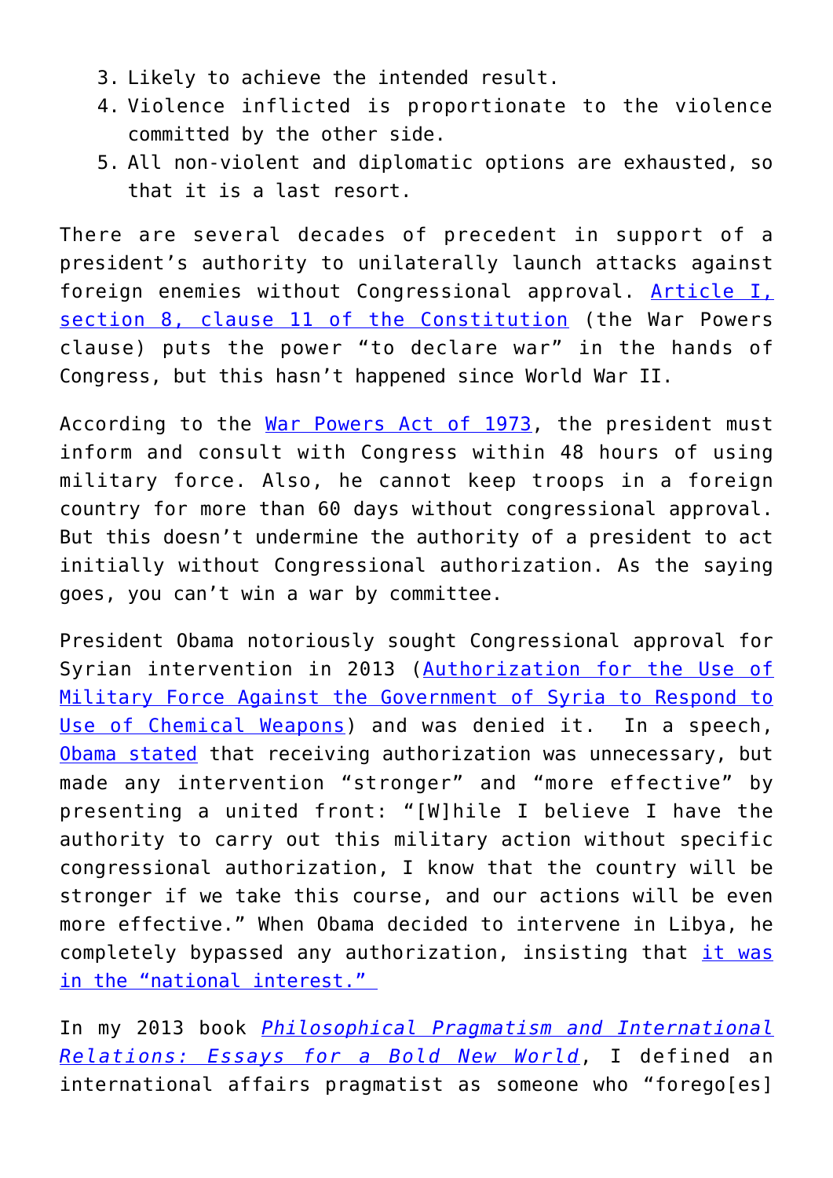3. Likely to achieve the intended result.
4. Violence inflicted is proportionate to the violence committed by the other side.
5. All non-violent and diplomatic options are exhausted, so that it is a last resort.

There are several decades of precedent in support of a president's authority to unilaterally launch attacks against foreign enemies without Congressional approval. Article I, section 8, clause 11 of the Constitution (the War Powers clause) puts the power "to declare war" in the hands of Congress, but this hasn't happened since World War II.

According to the War Powers Act of 1973, the president must inform and consult with Congress within 48 hours of using military force. Also, he cannot keep troops in a foreign country for more than 60 days without congressional approval. But this doesn't undermine the authority of a president to act initially without Congressional authorization. As the saying goes, you can't win a war by committee.

President Obama notoriously sought Congressional approval for Syrian intervention in 2013 (Authorization for the Use of Military Force Against the Government of Syria to Respond to Use of Chemical Weapons) and was denied it. In a speech, Obama stated that receiving authorization was unnecessary, but made any intervention "stronger" and "more effective" by presenting a united front: "[W]hile I believe I have the authority to carry out this military action without specific congressional authorization, I know that the country will be stronger if we take this course, and our actions will be even more effective." When Obama decided to intervene in Libya, he completely bypassed any authorization, insisting that it was in the "national interest."

In my 2013 book *Philosophical Pragmatism and International Relations: Essays for a Bold New World*, I defined an international affairs pragmatist as someone who "forego[es]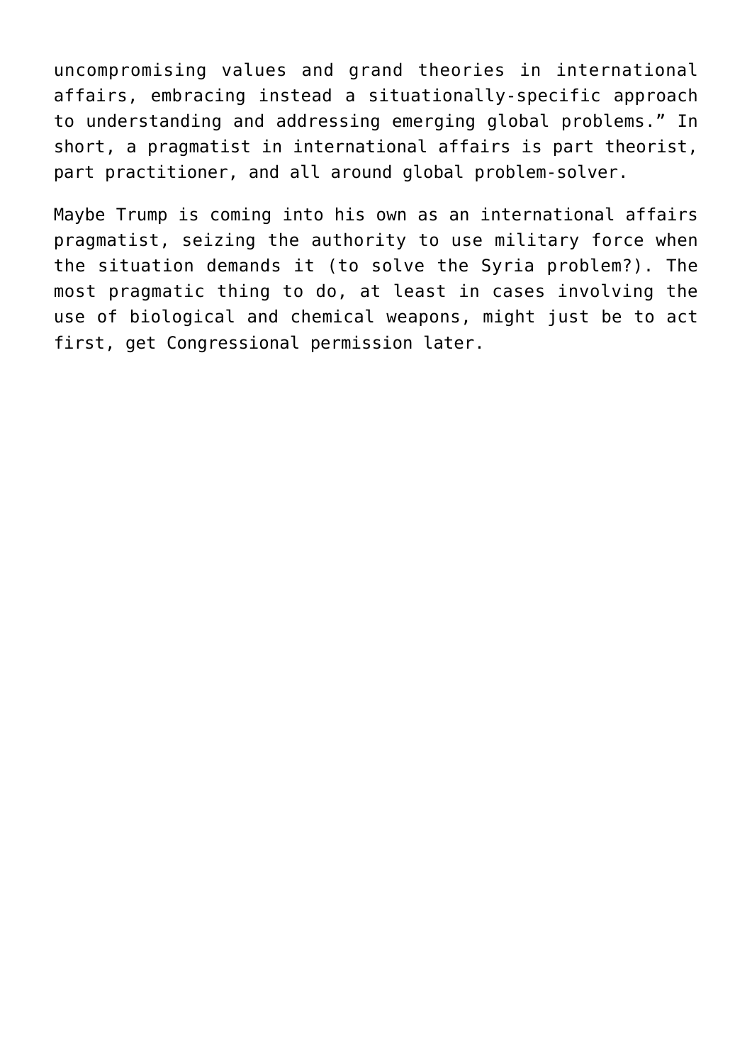uncompromising values and grand theories in international affairs, embracing instead a situationally-specific approach to understanding and addressing emerging global problems." In short, a pragmatist in international affairs is part theorist, part practitioner, and all around global problem-solver.

Maybe Trump is coming into his own as an international affairs pragmatist, seizing the authority to use military force when the situation demands it (to solve the Syria problem?). The most pragmatic thing to do, at least in cases involving the use of biological and chemical weapons, might just be to act first, get Congressional permission later.